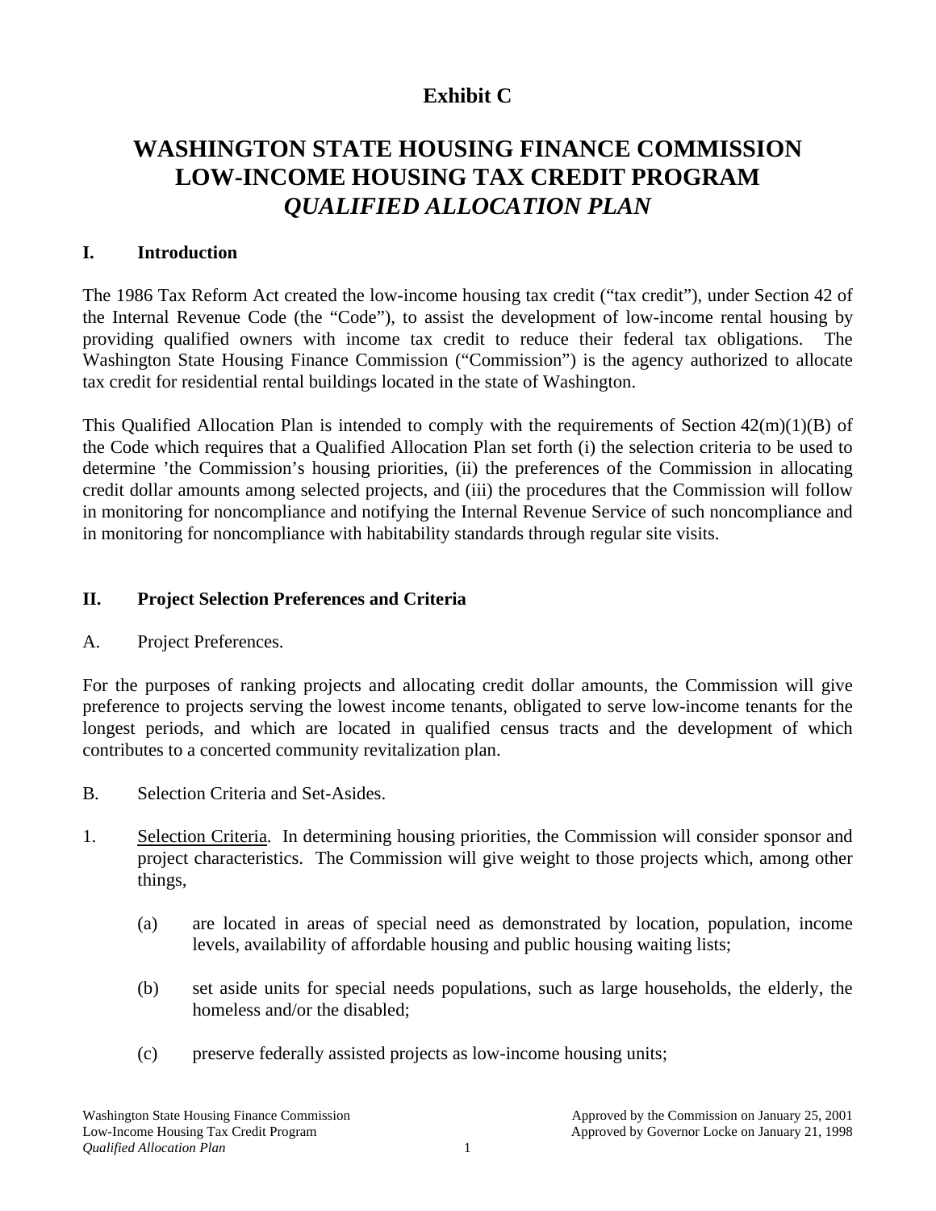# Exhibit C

# WASHINGTON STATE HOUSING FINANCE COMMISSION LOW-INCOME HOUSING TAX CREDIT PROGRAM *QUALIFIED ALLOCATION PLAN*

## I. Introduction

The 1986 Tax Reform Act created the low-income housing tax credit ("tax credit"), under Section 42 of the Internal Revenue Code (the "Code"), to assist the development of low-income rental housing by providing qualified owners with income tax credit to reduce their federal tax obligations. The Washington State Housing Finance Commission ("Commission") is the agency authorized to allocate tax credit for residential rental buildings located in the state of Washington.

This Qualified Allocation Plan is intended to comply with the requirements of Section 42(m)(1)(B) of the Code which requires that a Qualified Allocation Plan set forth (i) the selection criteria to be used to determine 'the Commission's housing priorities, (ii) the preferences of the Commission in allocating credit dollar amounts among selected projects, and (iii) the procedures that the Commission will follow in monitoring for noncompliance and notifying the Internal Revenue Service of such noncompliance and in monitoring for noncompliance with habitability standards through regular site visits.

## II. Project Selection Preferences and Criteria

A. Project Preferences.

For the purposes of ranking projects and allocating credit dollar amounts, the Commission will give preference to projects serving the lowest income tenants, obligated to serve low-income tenants for the longest periods, and which are located in qualified census tracts and the development of which contributes to a concerted community revitalization plan.

B. Selection Criteria and Set-Asides.

1. Selection Criteria. In determining housing priorities, the Commission will consider sponsor and project characteristics. The Commission will give weight to those projects which, among other things,

   (a) are located in areas of special need as demonstrated by location, population, income levels, availability of affordable housing and public housing waiting lists;

   (b) set aside units for special needs populations, such as large households, the elderly, the homeless and/or the disabled;

   (c) preserve federally assisted projects as low-income housing units;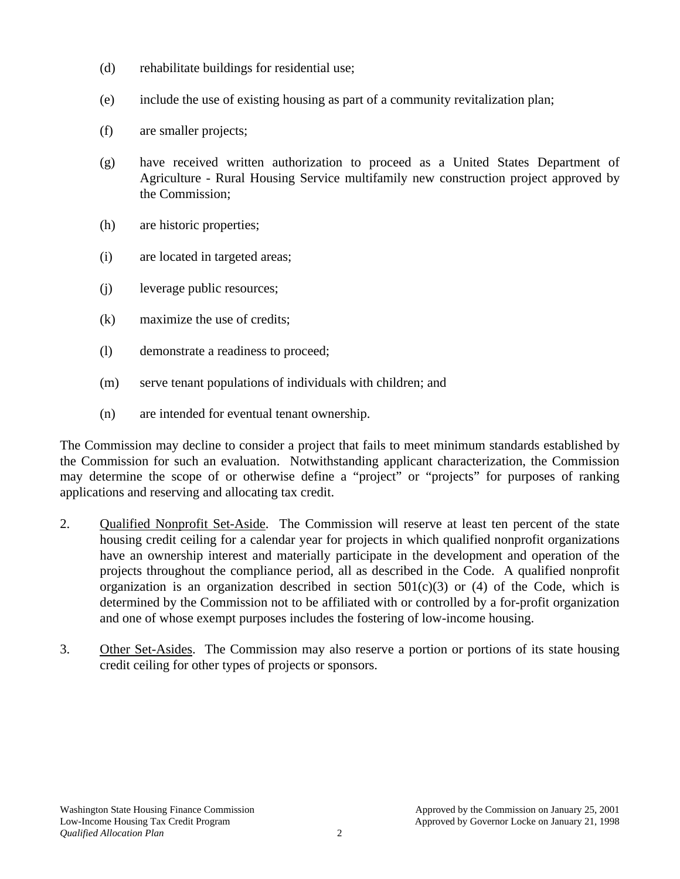(d) rehabilitate buildings for residential use;

(e) include the use of existing housing as part of a community revitalization plan;

(f) are smaller projects;

(g) have received written authorization to proceed as a United States Department of Agriculture - Rural Housing Service multifamily new construction project approved by the Commission;

(h) are historic properties;

(i) are located in targeted areas;

(j) leverage public resources;

(k) maximize the use of credits;

(l) demonstrate a readiness to proceed;

(m) serve tenant populations of individuals with children; and

(n) are intended for eventual tenant ownership.

The Commission may decline to consider a project that fails to meet minimum standards established by the Commission for such an evaluation. Notwithstanding applicant characterization, the Commission may determine the scope of or otherwise define a "project" or "projects" for purposes of ranking applications and reserving and allocating tax credit.

2. Qualified Nonprofit Set-Aside. The Commission will reserve at least ten percent of the state housing credit ceiling for a calendar year for projects in which qualified nonprofit organizations have an ownership interest and materially participate in the development and operation of the projects throughout the compliance period, all as described in the Code. A qualified nonprofit organization is an organization described in section 501(c)(3) or (4) of the Code, which is determined by the Commission not to be affiliated with or controlled by a for-profit organization and one of whose exempt purposes includes the fostering of low-income housing.

3. Other Set-Asides. The Commission may also reserve a portion or portions of its state housing credit ceiling for other types of projects or sponsors.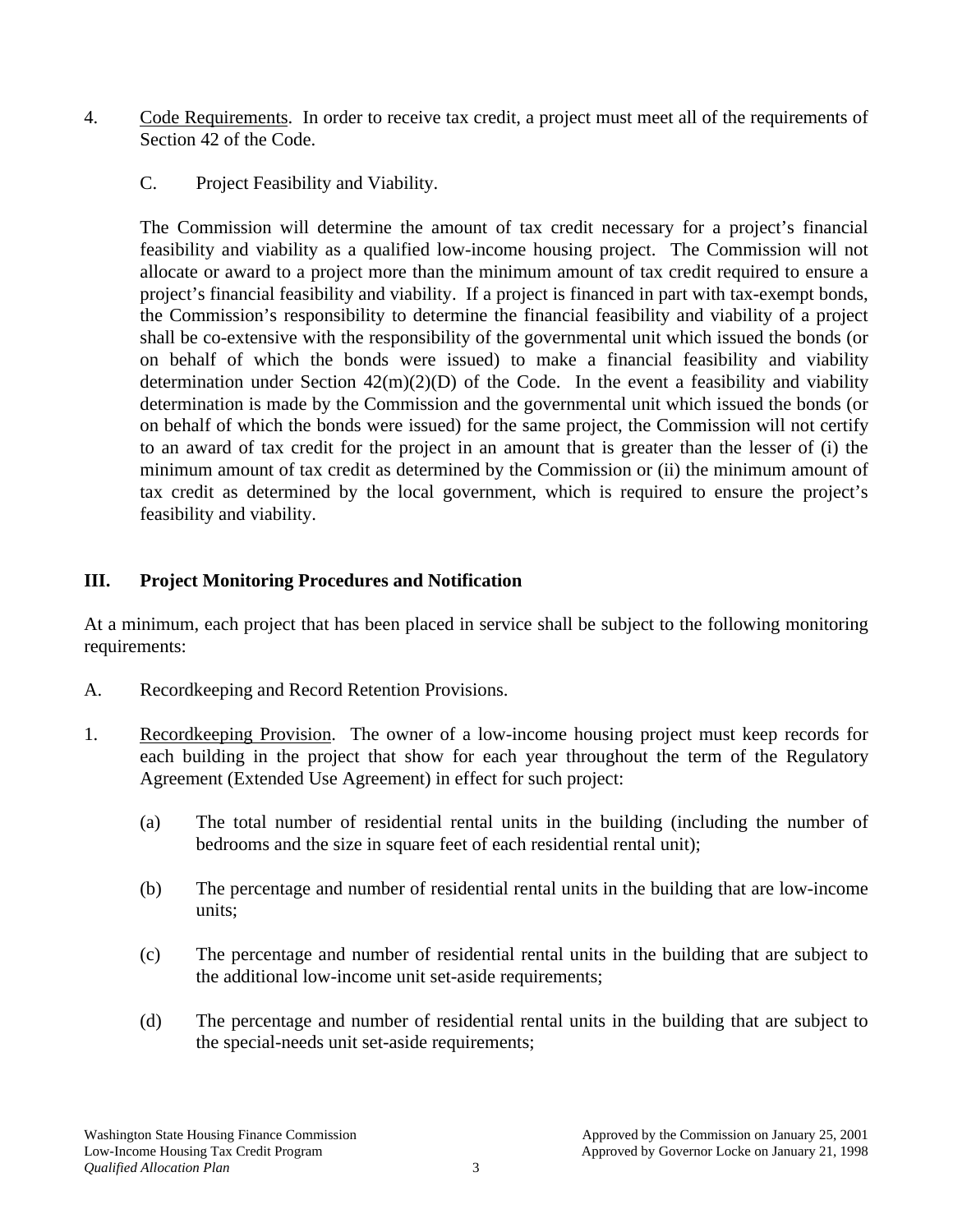4. Code Requirements. In order to receive tax credit, a project must meet all of the requirements of Section 42 of the Code.

   C. Project Feasibility and Viability.

   The Commission will determine the amount of tax credit necessary for a project's financial feasibility and viability as a qualified low-income housing project. The Commission will not allocate or award to a project more than the minimum amount of tax credit required to ensure a project's financial feasibility and viability. If a project is financed in part with tax-exempt bonds, the Commission's responsibility to determine the financial feasibility and viability of a project shall be co-extensive with the responsibility of the governmental unit which issued the bonds (or on behalf of which the bonds were issued) to make a financial feasibility and viability determination under Section 42(m)(2)(D) of the Code. In the event a feasibility and viability determination is made by the Commission and the governmental unit which issued the bonds (or on behalf of which the bonds were issued) for the same project, the Commission will not certify to an award of tax credit for the project in an amount that is greater than the lesser of (i) the minimum amount of tax credit as determined by the Commission or (ii) the minimum amount of tax credit as determined by the local government, which is required to ensure the project's feasibility and viability.

## III. Project Monitoring Procedures and Notification

At a minimum, each project that has been placed in service shall be subject to the following monitoring requirements:

A. Recordkeeping and Record Retention Provisions.

1. Recordkeeping Provision. The owner of a low-income housing project must keep records for each building in the project that show for each year throughout the term of the Regulatory Agreement (Extended Use Agreement) in effect for such project:

   (a) The total number of residential rental units in the building (including the number of bedrooms and the size in square feet of each residential rental unit);

   (b) The percentage and number of residential rental units in the building that are low-income units;

   (c) The percentage and number of residential rental units in the building that are subject to the additional low-income unit set-aside requirements;

   (d) The percentage and number of residential rental units in the building that are subject to the special-needs unit set-aside requirements;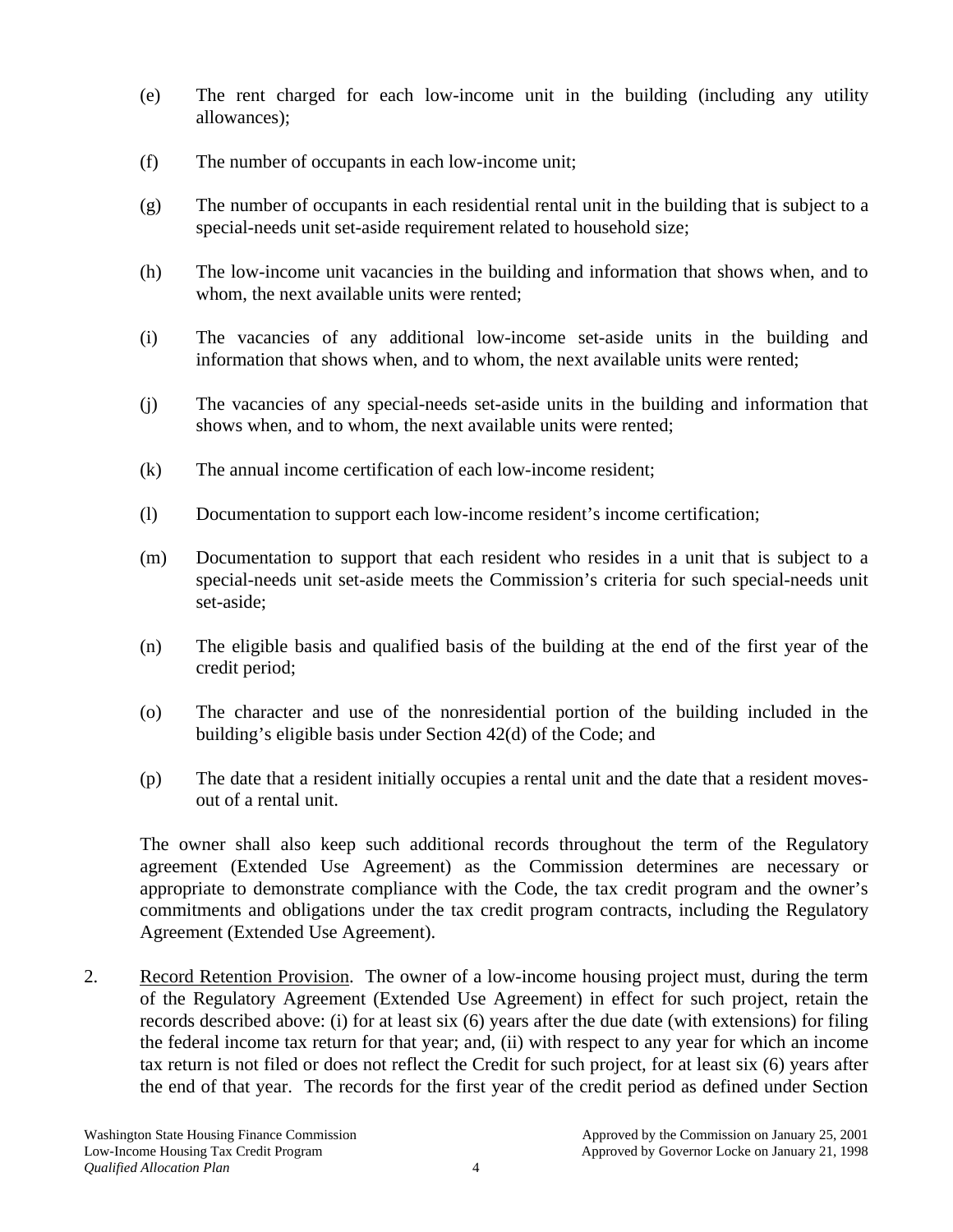(e) The rent charged for each low-income unit in the building (including any utility allowances);

(f) The number of occupants in each low-income unit;

(g) The number of occupants in each residential rental unit in the building that is subject to a special-needs unit set-aside requirement related to household size;

(h) The low-income unit vacancies in the building and information that shows when, and to whom, the next available units were rented;

(i) The vacancies of any additional low-income set-aside units in the building and information that shows when, and to whom, the next available units were rented;

(j) The vacancies of any special-needs set-aside units in the building and information that shows when, and to whom, the next available units were rented;

(k) The annual income certification of each low-income resident;

(l) Documentation to support each low-income resident's income certification;

(m) Documentation to support that each resident who resides in a unit that is subject to a special-needs unit set-aside meets the Commission's criteria for such special-needs unit set-aside;

(n) The eligible basis and qualified basis of the building at the end of the first year of the credit period;

(o) The character and use of the nonresidential portion of the building included in the building's eligible basis under Section 42(d) of the Code; and

(p) The date that a resident initially occupies a rental unit and the date that a resident moves-out of a rental unit.

The owner shall also keep such additional records throughout the term of the Regulatory agreement (Extended Use Agreement) as the Commission determines are necessary or appropriate to demonstrate compliance with the Code, the tax credit program and the owner's commitments and obligations under the tax credit program contracts, including the Regulatory Agreement (Extended Use Agreement).

2. Record Retention Provision. The owner of a low-income housing project must, during the term of the Regulatory Agreement (Extended Use Agreement) in effect for such project, retain the records described above: (i) for at least six (6) years after the due date (with extensions) for filing the federal income tax return for that year; and, (ii) with respect to any year for which an income tax return is not filed or does not reflect the Credit for such project, for at least six (6) years after the end of that year. The records for the first year of the credit period as defined under Section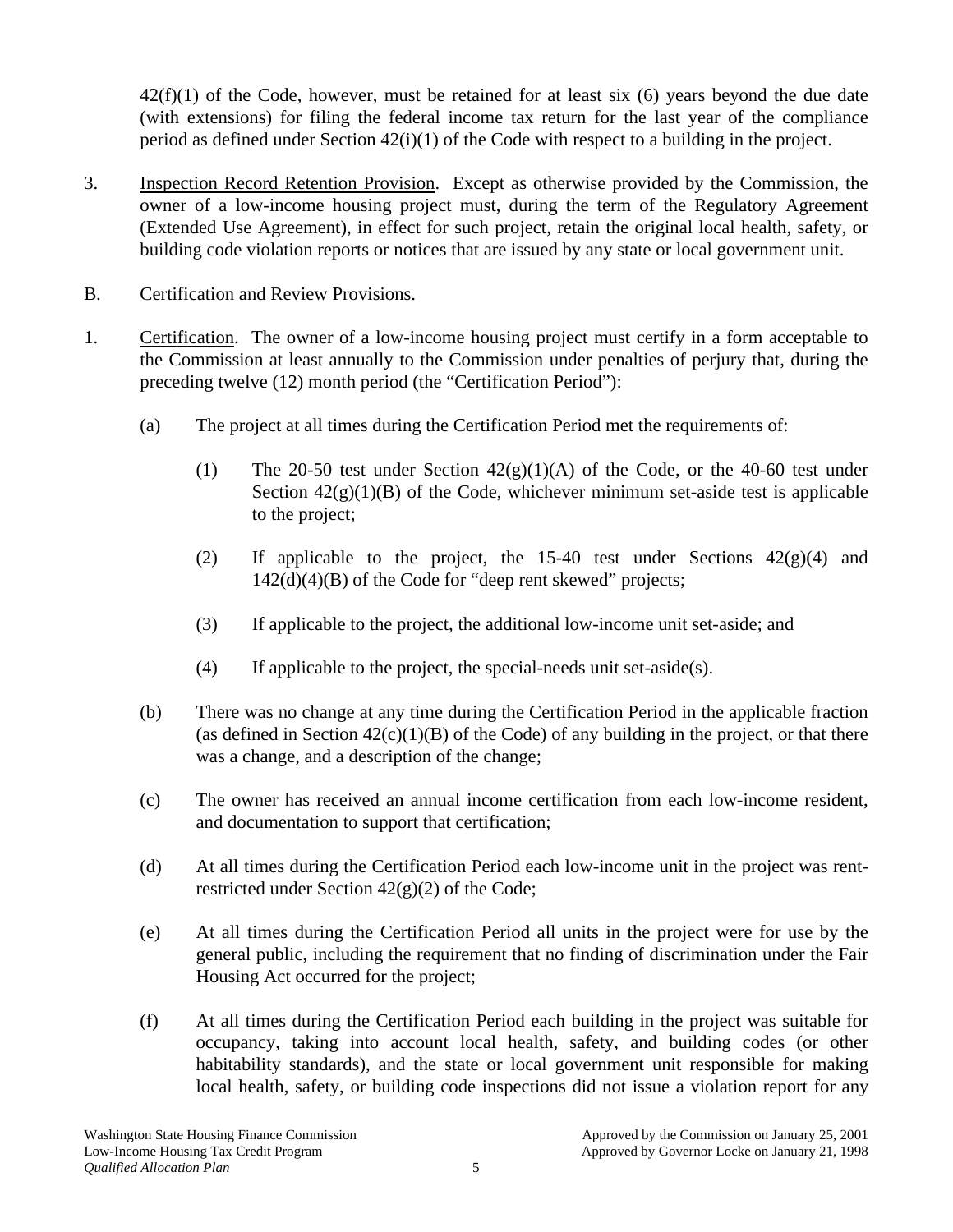42(f)(1) of the Code, however, must be retained for at least six (6) years beyond the due date (with extensions) for filing the federal income tax return for the last year of the compliance period as defined under Section 42(i)(1) of the Code with respect to a building in the project.

3. Inspection Record Retention Provision. Except as otherwise provided by the Commission, the owner of a low-income housing project must, during the term of the Regulatory Agreement (Extended Use Agreement), in effect for such project, retain the original local health, safety, or building code violation reports or notices that are issued by any state or local government unit.

B. Certification and Review Provisions.

1. Certification. The owner of a low-income housing project must certify in a form acceptable to the Commission at least annually to the Commission under penalties of perjury that, during the preceding twelve (12) month period (the "Certification Period"):

   (a) The project at all times during the Certification Period met the requirements of:

      (1) The 20-50 test under Section 42(g)(1)(A) of the Code, or the 40-60 test under Section 42(g)(1)(B) of the Code, whichever minimum set-aside test is applicable to the project;

      (2) If applicable to the project, the 15-40 test under Sections 42(g)(4) and 142(d)(4)(B) of the Code for "deep rent skewed" projects;

      (3) If applicable to the project, the additional low-income unit set-aside; and

      (4) If applicable to the project, the special-needs unit set-aside(s).

   (b) There was no change at any time during the Certification Period in the applicable fraction (as defined in Section 42(c)(1)(B) of the Code) of any building in the project, or that there was a change, and a description of the change;

   (c) The owner has received an annual income certification from each low-income resident, and documentation to support that certification;

   (d) At all times during the Certification Period each low-income unit in the project was rent-restricted under Section 42(g)(2) of the Code;

   (e) At all times during the Certification Period all units in the project were for use by the general public, including the requirement that no finding of discrimination under the Fair Housing Act occurred for the project;

   (f) At all times during the Certification Period each building in the project was suitable for occupancy, taking into account local health, safety, and building codes (or other habitability standards), and the state or local government unit responsible for making local health, safety, or building code inspections did not issue a violation report for any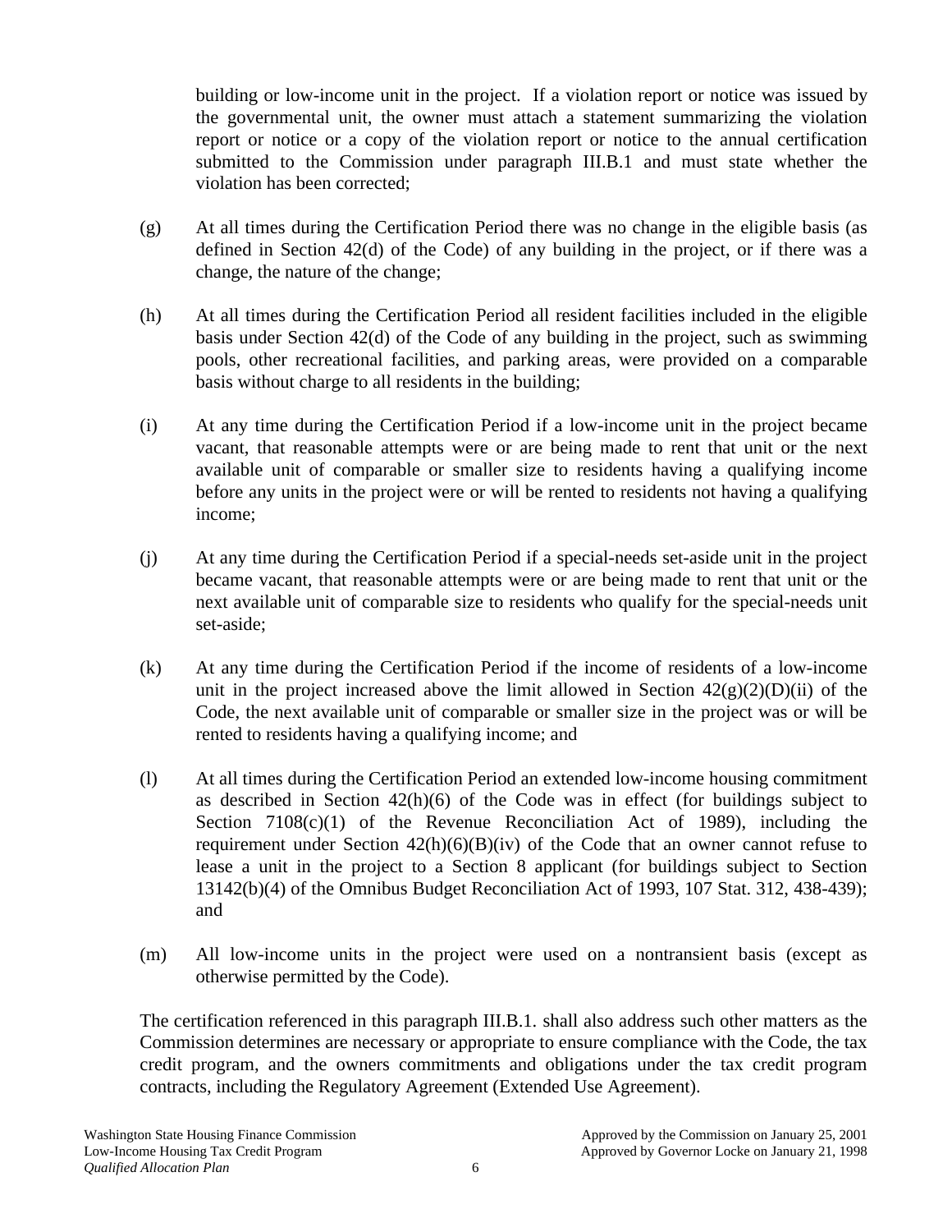building or low-income unit in the project. If a violation report or notice was issued by the governmental unit, the owner must attach a statement summarizing the violation report or notice or a copy of the violation report or notice to the annual certification submitted to the Commission under paragraph III.B.1 and must state whether the violation has been corrected;

(g) At all times during the Certification Period there was no change in the eligible basis (as defined in Section 42(d) of the Code) of any building in the project, or if there was a change, the nature of the change;

(h) At all times during the Certification Period all resident facilities included in the eligible basis under Section 42(d) of the Code of any building in the project, such as swimming pools, other recreational facilities, and parking areas, were provided on a comparable basis without charge to all residents in the building;

(i) At any time during the Certification Period if a low-income unit in the project became vacant, that reasonable attempts were or are being made to rent that unit or the next available unit of comparable or smaller size to residents having a qualifying income before any units in the project were or will be rented to residents not having a qualifying income;

(j) At any time during the Certification Period if a special-needs set-aside unit in the project became vacant, that reasonable attempts were or are being made to rent that unit or the next available unit of comparable size to residents who qualify for the special-needs unit set-aside;

(k) At any time during the Certification Period if the income of residents of a low-income unit in the project increased above the limit allowed in Section 42(g)(2)(D)(ii) of the Code, the next available unit of comparable or smaller size in the project was or will be rented to residents having a qualifying income; and

(l) At all times during the Certification Period an extended low-income housing commitment as described in Section 42(h)(6) of the Code was in effect (for buildings subject to Section 7108(c)(1) of the Revenue Reconciliation Act of 1989), including the requirement under Section 42(h)(6)(B)(iv) of the Code that an owner cannot refuse to lease a unit in the project to a Section 8 applicant (for buildings subject to Section 13142(b)(4) of the Omnibus Budget Reconciliation Act of 1993, 107 Stat. 312, 438-439); and

(m) All low-income units in the project were used on a nontransient basis (except as otherwise permitted by the Code).

The certification referenced in this paragraph III.B.1. shall also address such other matters as the Commission determines are necessary or appropriate to ensure compliance with the Code, the tax credit program, and the owners commitments and obligations under the tax credit program contracts, including the Regulatory Agreement (Extended Use Agreement).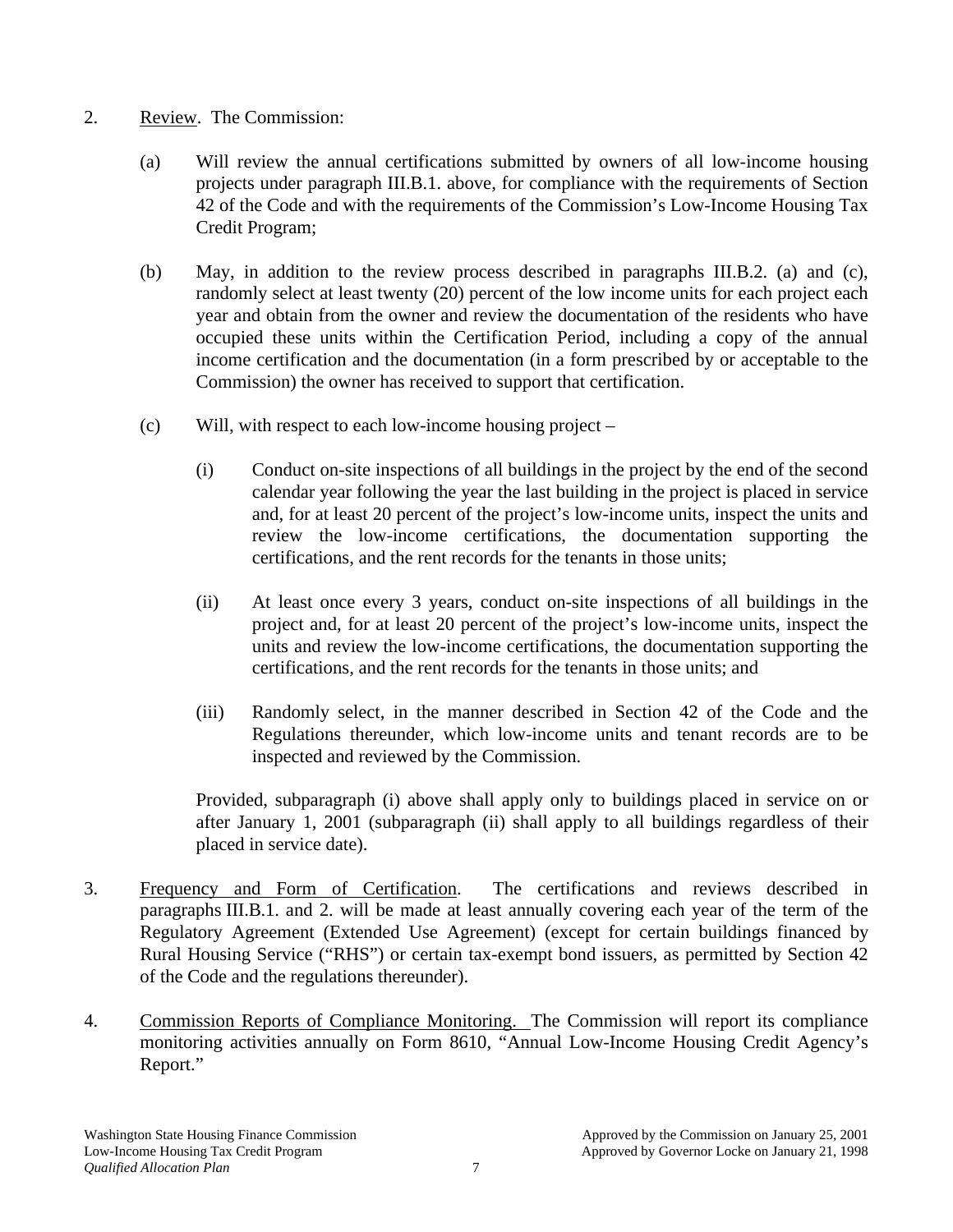2. Review. The Commission:

   (a) Will review the annual certifications submitted by owners of all low-income housing projects under paragraph III.B.1. above, for compliance with the requirements of Section 42 of the Code and with the requirements of the Commission's Low-Income Housing Tax Credit Program;

   (b) May, in addition to the review process described in paragraphs III.B.2. (a) and (c), randomly select at least twenty (20) percent of the low income units for each project each year and obtain from the owner and review the documentation of the residents who have occupied these units within the Certification Period, including a copy of the annual income certification and the documentation (in a form prescribed by or acceptable to the Commission) the owner has received to support that certification.

   (c) Will, with respect to each low-income housing project –

      (i) Conduct on-site inspections of all buildings in the project by the end of the second calendar year following the year the last building in the project is placed in service and, for at least 20 percent of the project's low-income units, inspect the units and review the low-income certifications, the documentation supporting the certifications, and the rent records for the tenants in those units;

      (ii) At least once every 3 years, conduct on-site inspections of all buildings in the project and, for at least 20 percent of the project's low-income units, inspect the units and review the low-income certifications, the documentation supporting the certifications, and the rent records for the tenants in those units; and

      (iii) Randomly select, in the manner described in Section 42 of the Code and the Regulations thereunder, which low-income units and tenant records are to be inspected and reviewed by the Commission.

   Provided, subparagraph (i) above shall apply only to buildings placed in service on or after January 1, 2001 (subparagraph (ii) shall apply to all buildings regardless of their placed in service date).

3. Frequency and Form of Certification. The certifications and reviews described in paragraphs III.B.1. and 2. will be made at least annually covering each year of the term of the Regulatory Agreement (Extended Use Agreement) (except for certain buildings financed by Rural Housing Service ("RHS") or certain tax-exempt bond issuers, as permitted by Section 42 of the Code and the regulations thereunder).

4. Commission Reports of Compliance Monitoring. The Commission will report its compliance monitoring activities annually on Form 8610, "Annual Low-Income Housing Credit Agency's Report."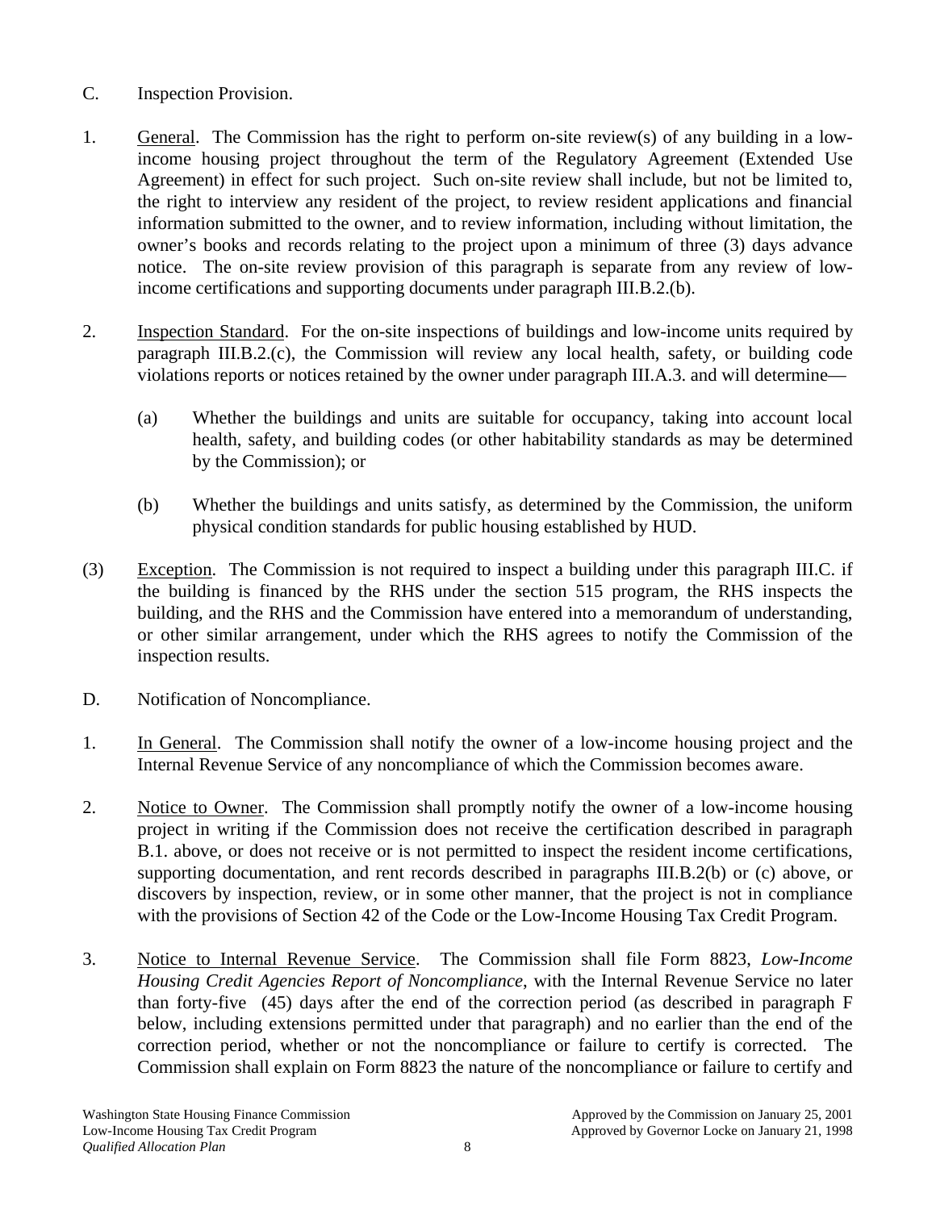C. Inspection Provision.

1. General. The Commission has the right to perform on-site review(s) of any building in a low-income housing project throughout the term of the Regulatory Agreement (Extended Use Agreement) in effect for such project. Such on-site review shall include, but not be limited to, the right to interview any resident of the project, to review resident applications and financial information submitted to the owner, and to review information, including without limitation, the owner's books and records relating to the project upon a minimum of three (3) days advance notice. The on-site review provision of this paragraph is separate from any review of low-income certifications and supporting documents under paragraph III.B.2.(b).

2. Inspection Standard. For the on-site inspections of buildings and low-income units required by paragraph III.B.2.(c), the Commission will review any local health, safety, or building code violations reports or notices retained by the owner under paragraph III.A.3. and will determine—

   (a) Whether the buildings and units are suitable for occupancy, taking into account local health, safety, and building codes (or other habitability standards as may be determined by the Commission); or

   (b) Whether the buildings and units satisfy, as determined by the Commission, the uniform physical condition standards for public housing established by HUD.

(3) Exception. The Commission is not required to inspect a building under this paragraph III.C. if the building is financed by the RHS under the section 515 program, the RHS inspects the building, and the RHS and the Commission have entered into a memorandum of understanding, or other similar arrangement, under which the RHS agrees to notify the Commission of the inspection results.

D. Notification of Noncompliance.

1. In General. The Commission shall notify the owner of a low-income housing project and the Internal Revenue Service of any noncompliance of which the Commission becomes aware.

2. Notice to Owner. The Commission shall promptly notify the owner of a low-income housing project in writing if the Commission does not receive the certification described in paragraph B.1. above, or does not receive or is not permitted to inspect the resident income certifications, supporting documentation, and rent records described in paragraphs III.B.2(b) or (c) above, or discovers by inspection, review, or in some other manner, that the project is not in compliance with the provisions of Section 42 of the Code or the Low-Income Housing Tax Credit Program.

3. Notice to Internal Revenue Service. The Commission shall file Form 8823, *Low-Income Housing Credit Agencies Report of Noncompliance*, with the Internal Revenue Service no later than forty-five (45) days after the end of the correction period (as described in paragraph F below, including extensions permitted under that paragraph) and no earlier than the end of the correction period, whether or not the noncompliance or failure to certify is corrected. The Commission shall explain on Form 8823 the nature of the noncompliance or failure to certify and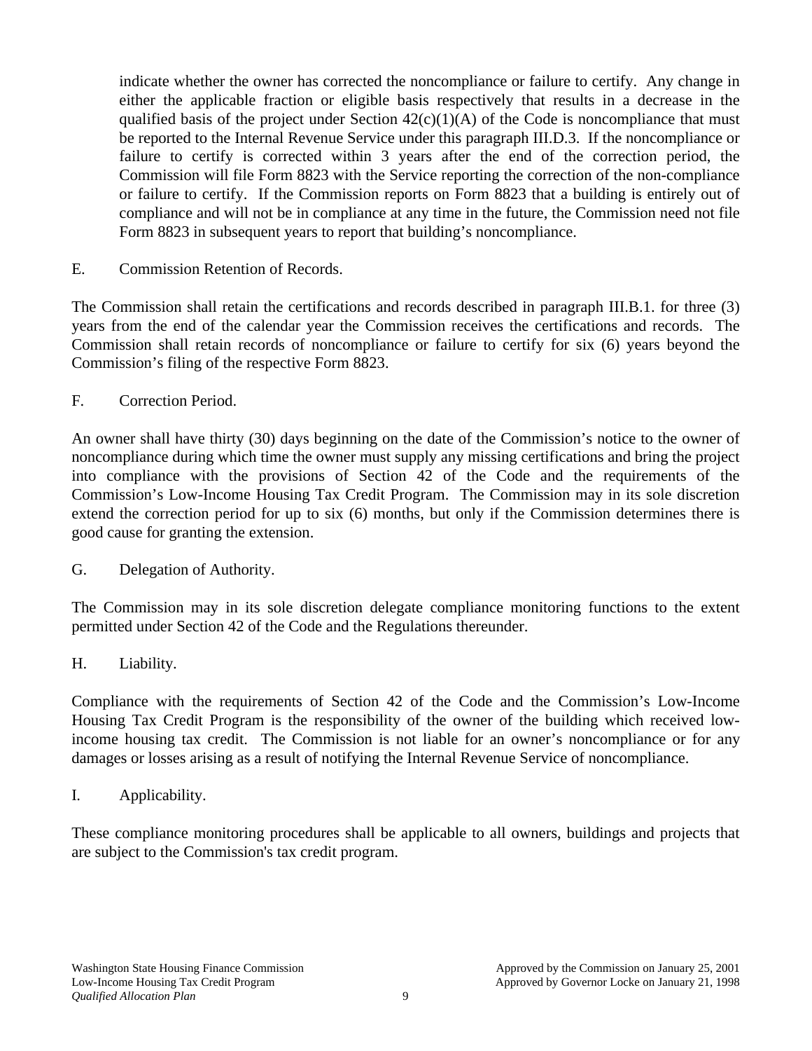indicate whether the owner has corrected the noncompliance or failure to certify. Any change in either the applicable fraction or eligible basis respectively that results in a decrease in the qualified basis of the project under Section 42(c)(1)(A) of the Code is noncompliance that must be reported to the Internal Revenue Service under this paragraph III.D.3. If the noncompliance or failure to certify is corrected within 3 years after the end of the correction period, the Commission will file Form 8823 with the Service reporting the correction of the non-compliance or failure to certify. If the Commission reports on Form 8823 that a building is entirely out of compliance and will not be in compliance at any time in the future, the Commission need not file Form 8823 in subsequent years to report that building's noncompliance.

E. Commission Retention of Records.

The Commission shall retain the certifications and records described in paragraph III.B.1. for three (3) years from the end of the calendar year the Commission receives the certifications and records. The Commission shall retain records of noncompliance or failure to certify for six (6) years beyond the Commission's filing of the respective Form 8823.

F. Correction Period.

An owner shall have thirty (30) days beginning on the date of the Commission's notice to the owner of noncompliance during which time the owner must supply any missing certifications and bring the project into compliance with the provisions of Section 42 of the Code and the requirements of the Commission's Low-Income Housing Tax Credit Program. The Commission may in its sole discretion extend the correction period for up to six (6) months, but only if the Commission determines there is good cause for granting the extension.

G. Delegation of Authority.

The Commission may in its sole discretion delegate compliance monitoring functions to the extent permitted under Section 42 of the Code and the Regulations thereunder.

H. Liability.

Compliance with the requirements of Section 42 of the Code and the Commission's Low-Income Housing Tax Credit Program is the responsibility of the owner of the building which received low-income housing tax credit. The Commission is not liable for an owner's noncompliance or for any damages or losses arising as a result of notifying the Internal Revenue Service of noncompliance.

I. Applicability.

These compliance monitoring procedures shall be applicable to all owners, buildings and projects that are subject to the Commission's tax credit program.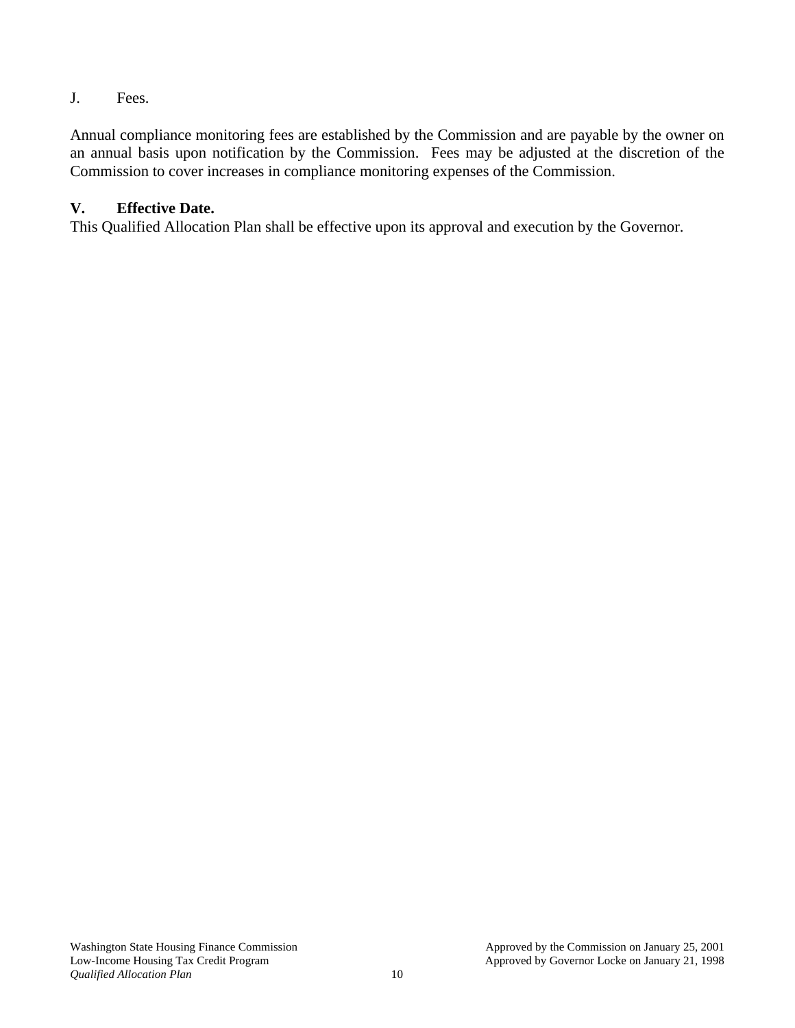J. Fees.

Annual compliance monitoring fees are established by the Commission and are payable by the owner on an annual basis upon notification by the Commission. Fees may be adjusted at the discretion of the Commission to cover increases in compliance monitoring expenses of the Commission.

## V. Effective Date.

This Qualified Allocation Plan shall be effective upon its approval and execution by the Governor.